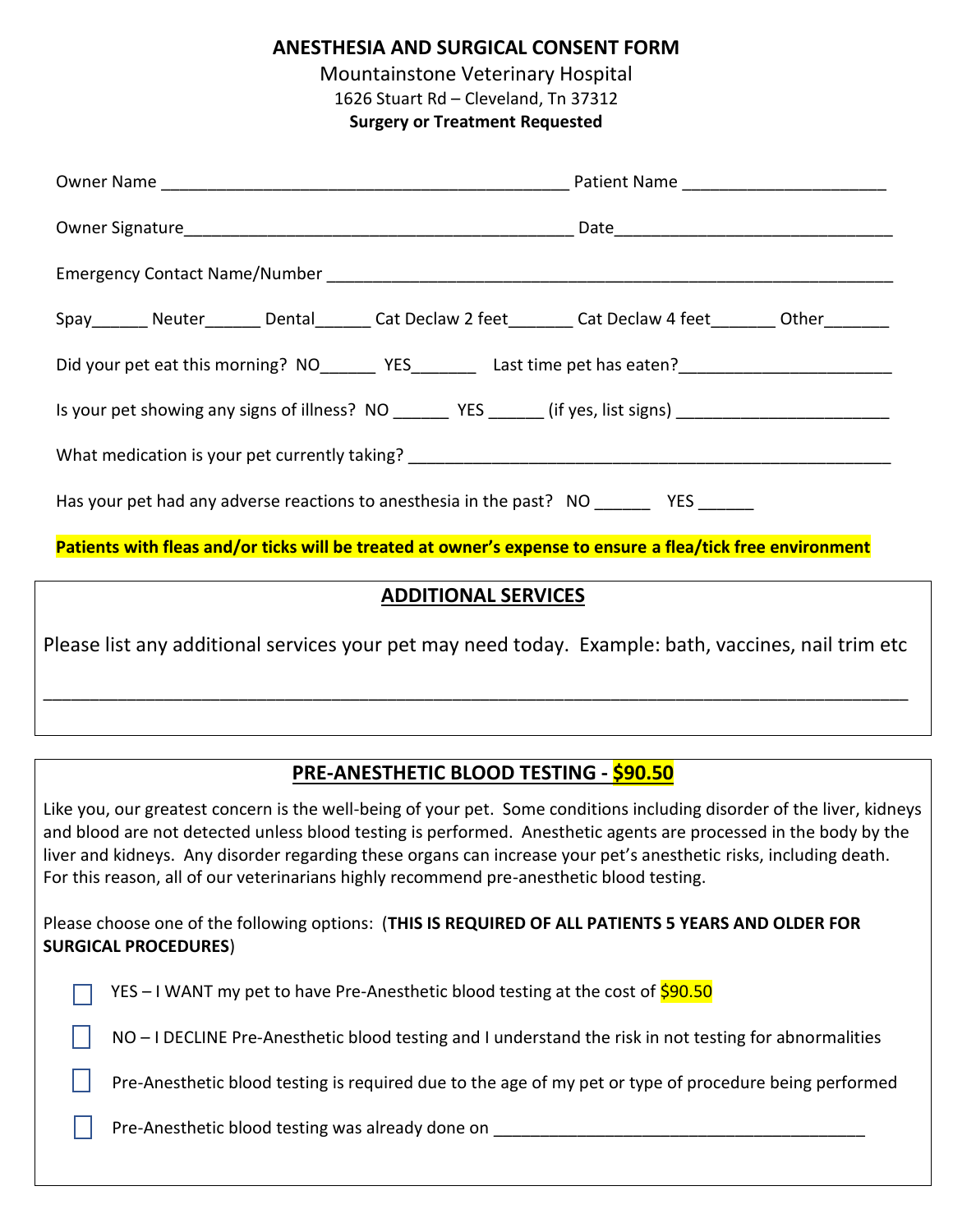# ANESTHESIA AND SURGICAL CONSENT FORM

Mountainstone Veterinary Hospital

1626 Stuart Rd – Cleveland, Tn 37312

**Surgery or Treatment Requested**

Owner Name _____________________________________________ Patient Name ______________________

Owner Signature___________________________________________ Date______________________________

Emergency Contact Name/Number _____________________________________________________________

Spay______ Neuter______ Dental______ Cat Declaw 2 feet_______ Cat Declaw 4 feet_______ Other_______

Did your pet eat this morning? NO______ YES_______ Last time pet has eaten?_______________________

Is your pet showing any signs of illness? NO ______ YES ______ (if yes, list signs) ______________________

What medication is your pet currently taking? ____________________________________________________

Has your pet had any adverse reactions to anesthesia in the past? NO ______ YES ______

**Patients with fleas and/or ticks will be treated at owner's expense to ensure a flea/tick free environment**

## ADDITIONAL SERVICES

Please list any additional services your pet may need today. Example: bath, vaccines, nail trim etc

_____________________________________________________________________________________

## PRE-ANESTHETIC BLOOD TESTING - $90.50

Like you, our greatest concern is the well-being of your pet. Some conditions including disorder of the liver, kidneys and blood are not detected unless blood testing is performed. Anesthetic agents are processed in the body by the liver and kidneys. Any disorder regarding these organs can increase your pet's anesthetic risks, including death. For this reason, all of our veterinarians highly recommend pre-anesthetic blood testing.

Please choose one of the following options: (**THIS IS REQUIRED OF ALL PATIENTS 5 YEARS AND OLDER FOR SURGICAL PROCEDURES**)

- ☐ YES – I WANT my pet to have Pre-Anesthetic blood testing at the cost of $90.50
- ☐ NO – I DECLINE Pre-Anesthetic blood testing and I understand the risk in not testing for abnormalities
- ☐ Pre-Anesthetic blood testing is required due to the age of my pet or type of procedure being performed
- ☐ Pre-Anesthetic blood testing was already done on ________________________________________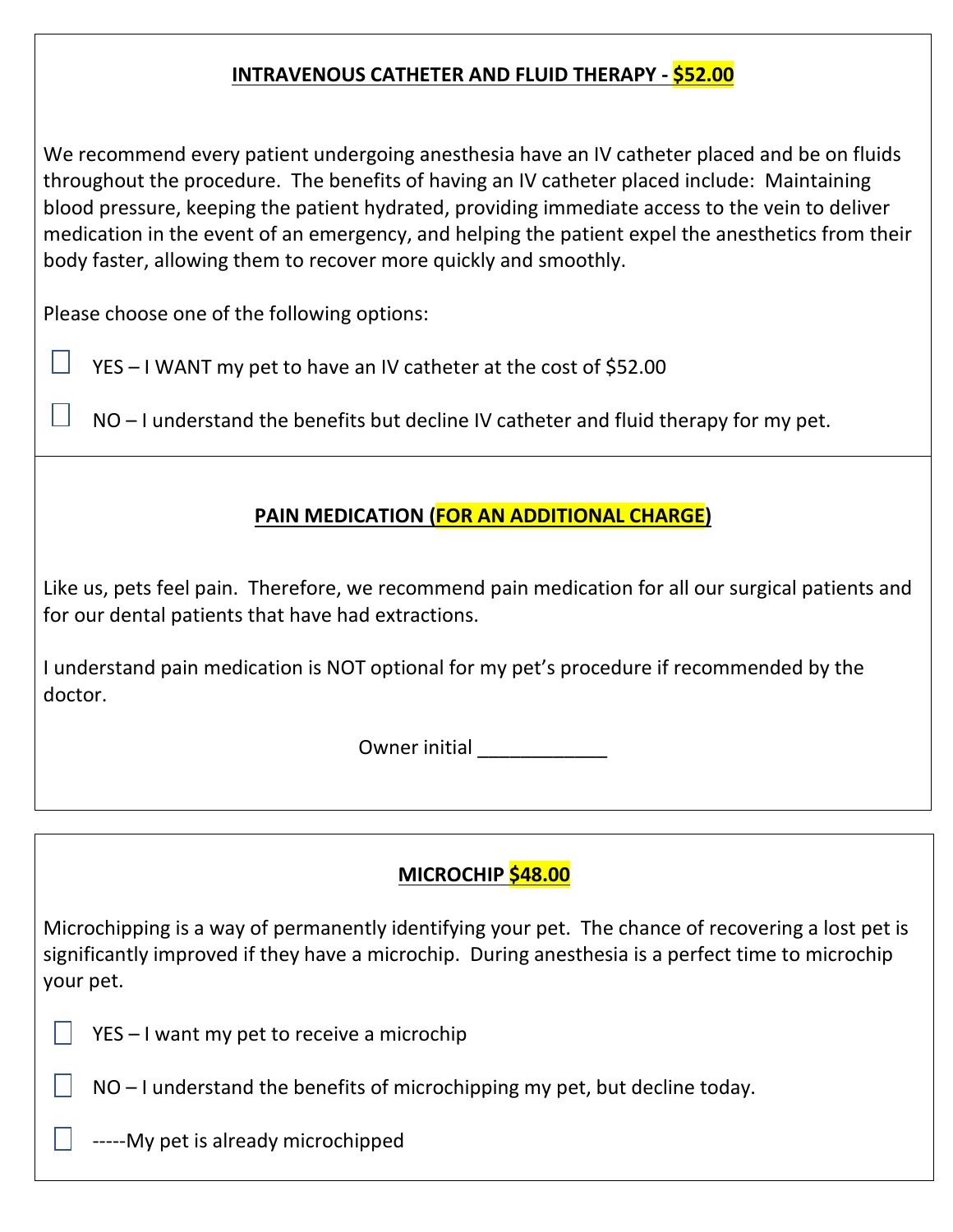## INTRAVENOUS CATHETER AND FLUID THERAPY - $52.00

We recommend every patient undergoing anesthesia have an IV catheter placed and be on fluids throughout the procedure. The benefits of having an IV catheter placed include: Maintaining blood pressure, keeping the patient hydrated, providing immediate access to the vein to deliver medication in the event of an emergency, and helping the patient expel the anesthetics from their body faster, allowing them to recover more quickly and smoothly.

Please choose one of the following options:

- ☐ YES – I WANT my pet to have an IV catheter at the cost of $52.00
- ☐ NO – I understand the benefits but decline IV catheter and fluid therapy for my pet.

## PAIN MEDICATION (FOR AN ADDITIONAL CHARGE)

Like us, pets feel pain. Therefore, we recommend pain medication for all our surgical patients and for our dental patients that have had extractions.

I understand pain medication is NOT optional for my pet's procedure if recommended by the doctor.

Owner initial ____________

## MICROCHIP $48.00

Microchipping is a way of permanently identifying your pet. The chance of recovering a lost pet is significantly improved if they have a microchip. During anesthesia is a perfect time to microchip your pet.

- ☐ YES – I want my pet to receive a microchip
- ☐ NO – I understand the benefits of microchipping my pet, but decline today.
- ☐ -----My pet is already microchipped